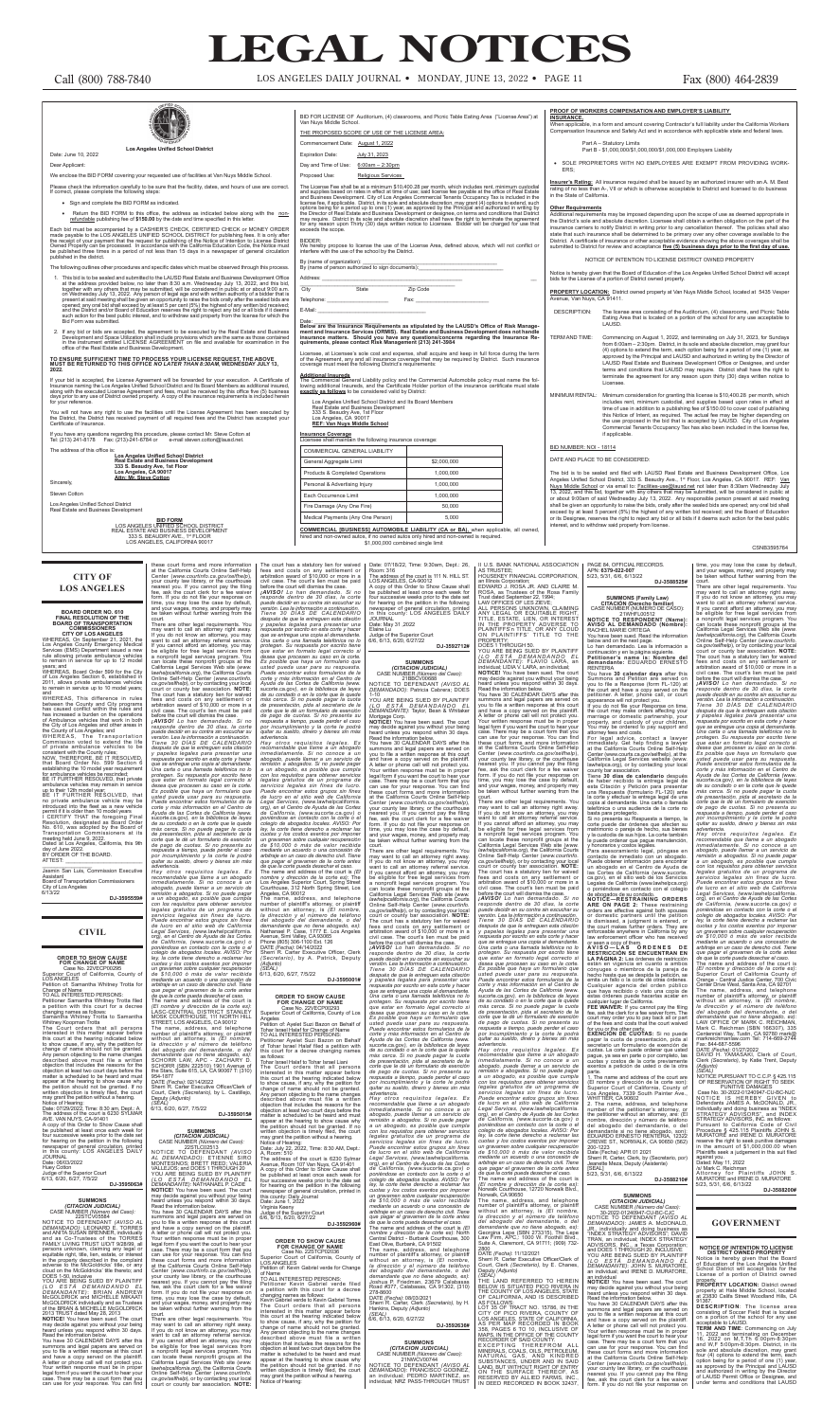# LEGAL NOTICES

**Los Angeles Unified School District**

Dated: June 10, 2022

Dear Applicant:

We enclose the BID FORM covering your requested use of facilities at Van Nuys Middle School.

Please check the information carefully to be sure that the facility, dates, and hours of use are correct. If correct, please complete the following steps:

- Sign and complete the BID FORM as indicated.
- Return the BID FORM to this office, the address as indicated below along with the non-refundable publishing fee of **$150.00** by the date and time specified in this letter.

Each bid must be accompanied by a CASHIER'S CHECK, CERTIFIED CHECK or MONEY ORDER made payable to the LOS ANGELES UNIFIED SCHOOL DISTRICT for publishing fees. It is only after the receipt of your payment that the request for publishing of the Notice of Intention to License District Owned Property can be processed. In accordance with the California Education Code, the Notice must be published three times in a period of not less than 15 days in a newspaper of general circulation published in the district.

The following outlines other procedures and specific dates which must be observed through this process.

1. This bid is to be sealed and submitted to the LAUSD Real Estate and Business Development Office at the address provided below, no later than 8:30 a.m. Wednesday July 13, 2022, and the bid, together with any others that may be submitted, will be considered in public at or about 9:00 a.m. on Wednesday July 13, 2022. Any person of legal age and with written authority of a bidder that is present at said meeting shall be given an opportunity to raise the bids orally after the sealed bids are opened; any oral bid shall exceed by at least 5 per cent (5%) the highest of any written bid received and the District and/or Board of Education reserves the right to reject any bid or all bids if it deems such action to be for the best good thereof, and to withdraw said property from license for which this Bid Form was submitted.
2. If any bid or bids are accepted, the agreement to be executed by the Real Estate and Business Development and Space Utilization shall include provisions which are the same as those contained in the standard LAUSD LICENSE AGREEMENT on file and available for examination in the office of the Real Estate and Business Development.

**TO ENSURE SUFFICIENT TIME TO PROCESS YOUR LICENSE REQUEST, THE ABOVE MUST BE RETURNED TO THIS OFFICE NO LATER THAN 8:30AM, WEDNESDAY JULY 13, 2022.**

If your bid is accepted, the License Agreement will be forwarded for your execution. A Certificate of Insurance naming the Los Angeles Unified School District and its Board Members as additional insured, along with the executed License Agreement and fees, must be received by this office five (5) business days prior to any use of District owned property. A copy of the insurance requirements is included herein for your reference.

You will not have any right to use the facilities until the License Agreement has been executed by the District, the District has received payment of all required fees and the District has accepted your Certificate of Insurance.

If you have any questions regarding this procedure, please contact Mr. Steve Colton at Tel: (213) 241-8178 Fax: (213)-241-6784 or e-mail steven.colton@lausd.net

The address of this office is:

**Los Angeles Unified School District**
**Real Estate and Business Development**
**333 S. Beaudry Ave, 1st Floor**
**Los Angeles, CA 90017**
**Attn: Mr. Steve Colton**

Sincerely,

Steven Colton
Los Angeles Unified School District
Real Estate and Business Development

**BID FORM**
LOS ANGELES UNIFIED SCHOOL DISTRICT
REAL ESTATE AND BUSINESS DEVELOPMENT
333 S. BEAUDRY AVE., 1st FLOOR
LOS ANGELES, CALIFORNIA 90017

BID FOR LICENSE OF: Auditorium, (4) classrooms, and Picnic Table Eating Area ("License Area") at Van Nuys Middle School.

THE PROPOSED SCOPE OF USE OF THE LICENSE AREA:

| | |
|---|---|
| Commencement Date: | August 1, 2022 |
| Expiration Date: | July 31, 2023 |
| Day and Time of Use: | 6:00am – 2:30pm |
| Proposed Use: | Religious Services |

The License Fee shall be at a minimum $10,400.28 per month, which includes rent, minimum custodial and supplies based on rates in effect at time of use; said license fee payable at the office of Real Estate and Business Development. City of Los Angeles Commercial Tenants Occupancy Tax is included in the license fee, if applicable. District, in its sole and absolute discretion, may grant (4) options to extend, each option being for a period up to one (1) year, as approved by the Principal and authorized in writing by the Director of Real Estate and Business Development or designee, on terms and conditions that District may require. District in its sole and absolute discretion shall have the right to terminate the agreement for any reason upon thirty (30) days written notice to Licensee. Bidder will be charged for use that exceeds the scope.

BIDDER:
We hereby propose to license the use of the License Area, defined above, which will not conflict or interfere with the use of the school by the District.

By (name of organization): ___
By (name of person authorized to sign documents): ___
Address: ___
City ___ State ___ Zip Code ___
Telephone: ___ Fax: ___
E-Mail: ___
Date: ___

**Below are the Insurance Requirements as stipulated by the LAUSD's Office of Risk Management and Insurance Services (ORMIS). Real Estate and Business Development does not handle insurance matters. Should you have any questions/concerns regarding the Insurance Requirements, please contact Risk Management (213) 241-3954**

Licensee, at Licensee's sole cost and expense, shall acquire and keep in full force during the term of the Agreement, any and all insurance coverage that may be required by District. Such insurance coverage must meet the following District's requirements:

**Additional Insureds**
The Commercial General Liability policy and the Commercial Automobile policy must name the following additional insureds, and the Certificate Holder portion of the insurance certificate must state **exactly as follows** to be considered valid by District:

Los Angeles Unified School District and its Board Members
Real Estate and Business Development
333 S. Beaudry Ave, 1st Floor
Los Angeles, CA 90017
**REF: Van Nuys Middle School**

**Insurance Coverage**
License shall maintain the following insurance coverage:

| COMMERCIAL GENERAL LIABILITY | |
|---|---|
| General Aggregate Limit | $2,000,000 |
| Products & Completed Operations | 1,000,000 |
| Personal & Advertising Injury | 1,000,000 |
| Each Occurrence Limit | 1,000,000 |
| Fire Damage (Any One Fire) | 50,000 |
| Medical Payments (Any One Person) | 5,000 |

**COMMERCIAL AUTOMOBILE LIABILITY (CA or BA),** when applicable, all owned, hired and non-owned autos, if no owned autos only hired and non-owned is required.
$1,000,000 combined single limit

**PROOF OF WORKERS COMPENSATION AND EMPLOYER'S LIABILITY INSURANCE.**
When applicable, in a form and amount covering Contractor's full liability under the California Workers Compensation Insurance and Safety Act and in accordance with applicable state and federal laws.

Part A – Statutory Limits
Part B - $1,000,000/$1,000,000/$1,000,000 Employers Liability

- SOLE PROPRIETORS WITH NO EMPLOYEES ARE EXEMPT FROM PROVIDING WORKERS.

**Insurer's Rating:** All insurance required shall be issued by an authorized insurer with an A. M. Best rating of no less than A-, VII or which is otherwise acceptable to District and licensed to do business in the State of California.

**Other Requirements**
Additional requirements may be imposed depending upon the scope of use as deemed appropriate in the District's sole and absolute discretion. Licensee shall obtain a written obligation on the part of the insurance carriers to notify District in writing prior to any cancellation thereof. The policies shall also state that such insurance shall be determined to be primary over any other coverage available to the District. A certificate of insurance or other acceptable evidence showing the above coverage shall be submitted to District for review and acceptance **five (5) business days prior to the first day of use.**

NOTICE OF INTENTION TO LICENSE DISTRICT OWNED PROPERTY

Notice is hereby given that the Board of Education of the Los Angeles Unified School District will accept bids for the License of a portion of District owned property.

**PROPERTY LOCATION:** District owned property at Van Nuys Middle School, located at 5435 Vesper Avenue, Van Nuys, CA 91411.

DESCRIPTION: The license area consisting of the Auditorium, (4) classrooms, and Picnic Table Eating Area that is located on a portion of the School for any use permitted as LAUSD.

TERM AND TIME: Commencing on August 1, 2022, and terminating on July 31, 2023, for Sundays from 6:00am – 2:30pm. District, in its sole and absolute discretion, may grant four (4) options to extend the term, each option being for a period of one (1) year, as approved by the Principal of LAUSD and authorized in writing by the Director of LAUSD Real Estate and Business Development Office or Designee, and under terms and conditions that LAUSD may require. District shall have the right to terminate the agreement for any reason upon thirty (30) days written notice to Licensee.

MINIMUM RENTAL: Minimum consideration for granting this license is $10,400.28 per month, which includes rent, minimum custodial, and supplies based upon rates in effect at time of use in addition to a publishing fee of $150.00 to cover cost of publishing this Notice of Intent, as required. The actual fee may be higher depending on the use proposed in the bid that is accepted by LAUSD. City of Los Angeles Commercial Tenants Occupancy Tax has also been included in the license fee, if applicable.

BID NUMBER: NOI - 18114

DATE AND PLACE TO BE CONSIDERED:

The bid is to be sealed and filed with LAUSD Real Estate and Business Development Office, Los Angeles Unified School District, 333 S. Beaudry Ave., 1st Floor, Los Angeles, CA 90017. REF: Van Nuys Middle School or via email to: Facilities-use@lausd.net no later than 8:30am Wednesday July 13, 2022, and this bid, together with any others that may be submitted, will be considered in public at or about 9:00am of said Wednesday July 13, 2022. Any responsible person present at said meeting shall be given an opportunity to raise the bids orally after the sealed bids are opened; any oral bid shall exceed by at least 5 percent (5%) of the highest of any written bid received; and the Board of Education or its Designee, reserves the right to reject any bid or all bids if it deems such action for the best public interest, and to withdraw said property from the license.

CNS-3595764

## CITY OF LOS ANGELES

**BOARD ORDER NO. 610**
**FINAL RESOLUTION OF THE BOARD OF TRANSPORTATION COMMISSIONERS**

WHEREAS, On September 21, 2021, the Los Angeles County Emergency Medical Services (EMS) Department issued a new rule allowing private ambulance vehicles to remain in service up to 12 model years from 10 model years; and

WHEREAS, Board Order 599 for the City of Los Angeles Section 6, established in 2011, allows private ambulance vehicles to remain in service up to 10 model years; and

WHEREAS, This difference in rules between the County and City programs has caused conflict within the rules and has increased a burden on the operations of Ambulance vehicles that work in both the City of Los Angeles and other areas in the County of Los Angeles; and

WHEREAS, The Transportation Commission voted to extend the life of private ambulance vehicles to be consistent with the County rules.

NOW, THEREFORE, BE IT RESOLVED, that Board Order No. 599 Section 6 establishing the 10-model year requirement for ambulance vehicles be rescinded.

BE IT FURTHER RESOLVED, that private ambulance vehicles may remain in service up to their 12th model year.

BE IT FURTHER RESOLVED, that no private ambulance vehicle may be introduced into the fleet as a new vehicle permit if it is older than 10 model years.

I CERTIFY THAT the foregoing Final Resolution, designated as Board Order No. 610, was adopted by the Board of Transportation Commissioners at its meeting held June 9, 2022.

Dated at Los Angeles, California, this 9th day of June 2022.

BY ORDER OF THE BOARD.

ATTEST:

Jasmin San Luis, Commission Executive Assistant
Board of Transportation Commissioners
City of Los Angeles
6/13/22

**DJ-3595559#**

## CIVIL

**ORDER TO SHOW CAUSE FOR CHANGE OF NAME**
Case No. 22VECP00295
Superior Court of California, County of LOS ANGELES
Petition of Samantha Whitney Trotta for Change of Name

TO ALL INTERESTED PERSONS:
Petitioner Samantha Whitney Trotta filed a petition with this court for a decree changing names as follows:
Samantha Whitney Trotta to Samantha Whitney Koopman Trotta

The Court orders that all persons interested in this matter shall appear before this court at the hearing indicated below to show cause, if any, why the petition for change of name should not be granted. Any person objecting to the name changes described above must file a written objection that includes the reasons for the objection at least two court days before the matter is scheduled to be heard and must appear at the hearing to show cause why the petition should not be granted. If no written objection is timely filed, the court may grant the petition without a hearing.

Notice of Hearing:
Date: 07/20/2022, Time: 8:30 am, Dept.: A
The address of the court is 6230 SYLMAR AVE. VAN NUYS, CA 91401

A copy of this Order to Show Cause shall be published at least once each week for four successive weeks prior to the date set for hearing on the petition in the following newspaper of general circulation, printed in this county: LOS ANGELES DAILY JOURNAL

Date: 06/03/2022
Huey Cotton
Judge of the Superior Court
6/13, 6/20, 6/27, 7/5/22

**DJ-3595063#**

**SUMMONS**
**(CITACION JUDICIAL)**
CASE NUMBER (Número del Caso): 22STCV05884

NOTICE TO DEFENDANT (AVISO AL DEMANDADO): LEONARD E. TORRES and ANITA SUSAN BRENNER, individually and as Co-Trustees of the TORRES FAMILY LIVING TRUST UDT 3/28/90; all persons unknown, claiming any legal or equitable right, title, lien, estate, or interest in the property described in the complaint adverse to the McGlothlins' title, or any cloud on the McGlothlins' title thereto; and DOES 1-50, inclusive

YOU ARE BEING SUED BY PLAINTIFF (LO ESTÁ DEMANDANDO EL DEMANDANTE): BRIAN ANDREW McGLOTHLIN and MICHELLE MACKEY McGLOTHLIN, individually and as Trustees of the BRIAN & MICHELLE McGLOTHLIN 2013 TRUST dated May 26, 2013

**NOTICE!** You have been sued. The court may decide against you without your being heard unless you respond within 30 days. Read the information below.

You have 30 CALENDAR DAYS after this summons and legal papers are served on you to file a written response at this court and have a copy served on the plaintiff. A letter or phone call will not protect you. Your written response must be in proper legal form if you want the court to hear your case. There may be a court form that you can use for your response. You can find these court forms and more information at the California Courts Online Self-Help Center (www.courtinfo.ca.gov/selfhelp), your county law library, or the courthouse nearest you. If you cannot pay the filing fee, ask the court clerk for a fee waiver form. If you do not file your response on time, you may lose the case by default, and your wages, money, and property may be taken without further warning from the court.

There are other legal requirements. You may want to call an attorney right away. If you do not know an attorney, you may want to call an attorney referral service. If you cannot afford an attorney, you may be eligible for free legal services from a nonprofit legal services program. You can locate these nonprofit groups at the California Legal Services Web site (www.lawhelpcalifornia.org), the California Courts Online Self-Help Center (www.courtinfo.ca.gov/selfhelp), or by contacting your local court or county bar association. **NOTE:** The court has a statutory lien for waived fees and costs on any settlement or arbitration award of $10,000 or more in a civil case. The court's lien must be paid before the court will dismiss the case.

*¡AVISO! Lo han demandado. Si no responde dentro de 30 días, la corte puede decidir en su contra sin escuchar su versión. Lea la información a continuación.*

*Tiene 30 DÍAS DE CALENDARIO después de que le entreguen esta citación y papeles legales para presentar una respuesta por escrito en esta corte y hacer que se entregue una copia al demandante. Una carta o una llamada telefónica no lo protegen. Su respuesta por escrito tiene que estar en formato legal correcto si desea que procesen su caso en la corte. Es posible que haya un formulario que usted pueda usar para su respuesta. Puede encontrar estos formularios de la corte y más información en el Centro de Ayuda de las Cortes de California (www.sucorte.ca.gov), en la biblioteca de leyes de su condado o en la corte que le quede más cerca. Si no puede pagar la cuota de presentación, pida al secretario de la corte que le dé un formulario de exención de pago de cuotas. Si no presenta su respuesta a tiempo, puede perder el caso por incumplimiento y la corte le podrá quitar su sueldo, dinero y bienes sin más advertencia.*

*Hay otros requisitos legales. Es recomendable que llame a un abogado inmediatamente. Si no conoce a un abogado, puede llamar a un servicio de remisión a abogados. Si no puede pagar a un abogado, es posible que cumpla con los requisitos para obtener servicios legales gratuitos de un programa de servicios legales sin fines de lucro. Puede encontrar estos grupos sin fines de lucro en el sitio web de California Legal Services, (www.lawhelpcalifornia.org), en el Centro de Ayuda de las Cortes de California, (www.sucorte.ca.gov) o poniéndose en contacto con la corte o el colegio de abogados locales. AVISO: Por ley, la corte tiene derecho a reclamar las cuotas y los costos exentos por imponer un gravamen sobre cualquier recuperación de $10,000 ó más de valor recibida mediante un acuerdo o una concesión de arbitraje en un caso de derecho civil. Tiene que pagar el gravamen de la corte antes de que la corte pueda desechar el caso.*

The name and address of the court is: (El nombre y dirección de la corte es): LASC-CENTRAL DISTRICT STANLEY MOSK COURTHOUSE, 111 NORTH HILL STREET, LOS ANGELES, CA 90012

The name, address, and telephone number of plaintiff's attorney, or plaintiff without an attorney, is: (El nombre, la dirección y el número de teléfono del abogado del demandante, o del demandante que no tiene abogado, es): SCHORR LAW, APC, ZACHARY D. SCHORR (SBN 225761) 1901 Avenue of the Stars, Suite 615, LA, CA 90067 T: (310) 954-1877

DATE (Fecha): 02/14/2022
Sherri R. Carter Executive Officer/Clerk of Court, Clerk (Secretario), by L. Castillejo, Deputy (Adjunto)
(SEAL)
6/13, 6/20, 6/27, 7/5/22

**DJ-3595019#**

**SUMMONS**
**(CITACION JUDICIAL)**
CASE NUMBER (Número del Caso): 22STCV20213

NOTICE TO DEFENDANT (AVISO AL DEMANDADO): ERNESTINE SIME MONTESSONS; BRETT REED; VALERIA VALLEJOS; and DOES 1 THROUGH 20

YOU ARE BEING SUED BY PLAINTIFF (LO ESTÁ DEMANDANDO EL DEMANDANTE): NATHANIEL P. CADE

**NOTICE!** You have been sued. The court may decide against you without your being heard unless you respond within 30 days. Read the information below.

You have 30 CALENDAR DAYS after this summons and legal papers are served on you to file a written response at this court and have a copy served on the plaintiff. A letter or phone call will not protect you. Your written response must be in proper legal form if you want the court to hear your case. There may be a court form that you can use for your response. You can find these court forms and more information at the California Courts Online Self-Help Center (www.courtinfo.ca.gov/selfhelp), your county law library, or the courthouse nearest you. If you cannot pay the filing fee, ask the court clerk for a fee waiver form. If you do not file your response on time, you may lose the case by default, and your wages, money, and property may be taken without further warning from the court.

There are other legal requirements. You may want to call an attorney right away. If you do not know an attorney, you may want to call an attorney referral service. If you cannot afford an attorney, you may be eligible for free legal services from a nonprofit legal services program. You can locate these nonprofit groups at the California Legal Services Web site (www.lawhelpcalifornia.org), the California Courts Online Self-Help Center (www.courtinfo.ca.gov/selfhelp), or by contacting your local court or county bar association. **NOTE:** The court has a statutory lien for waived fees and costs on any settlement or arbitration award of $10,000 or more in a civil case. The court's lien must be paid before the court will dismiss the case.

*¡AVISO! Lo han demandado. Si no responde dentro de 30 días, la corte puede decidir en su contra sin escuchar su versión. Lea la información a continuación.*

*Tiene 30 DÍAS DE CALENDARIO después de que le entreguen esta citación y papeles legales para presentar una respuesta por escrito en esta corte y hacer que se entregue una copia al demandante. Una carta o una llamada telefónica no lo protegen. Su respuesta por escrito tiene que estar en formato legal correcto si desea que procesen su caso en la corte. Es posible que haya un formulario que usted pueda usar para su respuesta. Puede encontrar estos formularios de la corte y más información en el Centro de Ayuda de las Cortes de California (www.sucorte.ca.gov), en la biblioteca de leyes de su condado o en la corte que le quede más cerca. Si no puede pagar la cuota de presentación, pida al secretario de la corte que le dé un formulario de exención de pago de cuotas. Si no presenta su respuesta a tiempo, puede perder el caso por incumplimiento y la corte le podrá quitar su sueldo, dinero y bienes sin más advertencia.*

*Hay otros requisitos legales. Es recomendable que llame a un abogado inmediatamente. Si no conoce a un abogado, puede llamar a un servicio de remisión a abogados. Si no puede pagar a un abogado, es posible que cumpla con los requisitos para obtener servicios legales gratuitos de un programa de servicios legales sin fines de lucro. Puede encontrar estos grupos sin fines de lucro en el sitio web de California Legal Services, (www.lawhelpcalifornia.org), en el Centro de Ayuda de las Cortes de California, (www.sucorte.ca.gov) o poniéndose en contacto con la corte o el colegio de abogados locales. AVISO: Por ley, la corte tiene derecho a reclamar las cuotas y los costos exentos por imponer un gravamen sobre cualquier recuperación de $10,000 ó más de valor recibida mediante un acuerdo o una concesión de arbitraje en un caso de derecho civil. Tiene que pagar el gravamen de la corte antes de que la corte pueda desechar el caso.*

The name and address of the court is: (El nombre y dirección de la corte es): Los Angeles Superior Court, Spring Street Courthouse, 312 N. Spring Street, Los Angeles, CA 90012

The name, address, and telephone number of plaintiff's attorney, or plaintiff without an attorney, is: (El nombre, la dirección y el número de teléfono del abogado del demandante, o del demandante que no tiene abogado, es): Nathaniel P. Cade, 17717 E. Los Angeles Ave., Phone (805) 990-1148

DATE (Fecha): 04/14/2022
Sherri R. Carter Executive Officer/Clerk of Court, Clerk (Secretario), by A. Partida, Deputy (Adjunto)
(SEAL)
6/13, 6/20, 6/27, 7/5/22

**DJ-3595016#**

**ORDER TO SHOW CAUSE FOR CHANGE OF NAME**
Case No. 22VECP00339
Superior Court of California, County of Los Angeles
Petition of Petitioner Ayelet Suzi Bazzon on Behalf of Tohar Israel Halel for Change of Name

TO ALL INTERESTED PERSONS:
Petitioner Ayelet Suzi Bazzon on Behalf of Tohar Israel Halel filed a petition with this court for a decree changing names as follows:
Tohar Israel Halel to Tohar Israel Lavi

The Court orders that all persons interested in this matter shall appear before this court at the hearing indicated below to show cause, if any, why the petition for change of name should not be granted. Any person objecting to the name changes described above must file a written objection that includes the reasons for the objection at least two court days before the matter is scheduled to be heard and must appear at the hearing to show cause why the petition should not be granted. If no written objection is timely filed, the court may grant the petition without a hearing.

Notice of Hearing:
Date: July 20, 2022, Time: 8:30 AM, Dept.: A, Room: 510
The address of the court is 6230 Sylmar Ave, Van Nuys, CA 91401

A copy of this Order to Show Cause shall be published at least once each week for four successive weeks prior to the date set for hearing on the petition in the following newspaper of general circulation, printed in this county: Daily Journal

Date: June 1, 2022
Virginia Keeny
Judge of the Superior Court
6/6, 6/13, 6/20, 6/27/22

**DJ-3592969#**

**ORDER TO SHOW CAUSE FOR CHANGE OF NAME**
Case No. 22STCP02036
Superior Court of California, County of LOS ANGELES
Petition of Kevin Gabriel verde for Change of Name

TO ALL INTERESTED PERSONS:
Petitioner Kevin Gabriel verde filed a petition with this court for a decree changing names as follows:
Kevin Gabriel verde to Kevin Gabriel Romo

The Court orders that all persons interested in this matter shall appear before this court at the hearing indicated below to show cause, if any, why the petition for change of name should not be granted. Any person objecting to the name changes described above must file a written objection that includes the reasons for the objection at least two court days before the matter is scheduled to be heard and must appear at the hearing to show cause why the petition should not be granted. If no written objection is timely filed, the court may grant the petition without a hearing.

Notice of Hearing:
Date: 07/18/22, Time: 9:30am, Dept.: 26, Room: 316
The address of the court is 111 N. HILL ST. LOS ANGELES, CA 90012

A copy of this Order to Show Cause shall be published at least once each week for four successive weeks prior to the date set for hearing on the petition in the following newspaper of general circulation, printed in this county: Daily Journal

Date: May 31, 2022
Elaine Lu
Judge of the Superior Court
6/6, 6/13, 6/20, 6/27/22

**DJ-3592712#**

**SUMMONS**
**(CITACION JUDICIAL)**
CASE NUMBER (Número del Caso): 21BBCV00688

NOTICE TO DEFENDANT (AVISO AL DEMANDADO): Patricia Cabrera; DOES 1-10

YOU ARE BEING SUED BY PLAINTIFF (LO ESTÁ DEMANDANDO EL DEMANDANTE): Taylor, Sean & Whitaker, Vanessa

**NOTICE!** You have been sued. The court may decide against you without your being heard unless you respond within 30 days. Read the information below.

You have 30 CALENDAR DAYS after this summons and legal papers are served on you to file a written response at this court and have a copy served on the plaintiff. A letter or phone call will not protect you. Your written response must be in proper legal form if you want the court to hear your case. There may be a court form that you can use for your response. You can find these court forms and more information at the California Courts Online Self-Help Center (www.courtinfo.ca.gov/selfhelp), your county law library, or the courthouse nearest you. If you cannot pay the filing fee, ask the court clerk for a fee waiver form. If you do not file your response on time, you may lose the case by default, and your wages, money, and property may be taken without further warning from the court.

There are other legal requirements. You may want to call an attorney right away. If you do not know an attorney, you may want to call an attorney referral service. If you cannot afford an attorney, you may be eligible for free legal services from a nonprofit legal services program. You can locate these nonprofit groups at the California Legal Services Web site (www.lawhelpcalifornia.org), the California Courts Online Self-Help Center (www.courtinfo.ca.gov/selfhelp), or by contacting your local court or county bar association. **NOTE:** The court has a statutory lien for waived fees and costs on any settlement or arbitration award of $10,000 or more in a civil case. The court's lien must be paid before the court will dismiss the case.

*¡AVISO! Lo han demandado. Si no responde dentro de 30 días, la corte puede decidir en su contra sin escuchar su versión. Lea la información a continuación.*

*Tiene 30 DÍAS DE CALENDARIO después de que le entreguen esta citación y papeles legales para presentar una respuesta por escrito en esta corte y hacer que se entregue una copia al demandante. Una carta o una llamada telefónica no lo protegen. Su respuesta por escrito tiene que estar en formato legal correcto si desea que procesen su caso en la corte. Es posible que haya un formulario que usted pueda usar para su respuesta. Puede encontrar estos formularios de la corte y más información en el Centro de Ayuda de las Cortes de California (www.sucorte.ca.gov), en la biblioteca de leyes de su condado o en la corte que le quede más cerca. Si no puede pagar la cuota de presentación, pida al secretario de la corte que le dé un formulario de exención de pago de cuotas. Si no presenta su respuesta a tiempo, puede perder el caso por incumplimiento y la corte le podrá quitar su sueldo, dinero y bienes sin más advertencia.*

*Hay otros requisitos legales. Es recomendable que llame a un abogado inmediatamente. Si no conoce a un abogado, puede llamar a un servicio de remisión a abogados. Si no puede pagar a un abogado, es posible que cumpla con los requisitos para obtener servicios legales gratuitos de un programa de servicios legales sin fines de lucro. Puede encontrar estos grupos sin fines de lucro en el sitio web de California Legal Services, (www.lawhelpcalifornia.org), en el Centro de Ayuda de las Cortes de California, (www.sucorte.ca.gov) o poniéndose en contacto con la corte o el colegio de abogados locales. AVISO: Por ley, la corte tiene derecho a reclamar las cuotas y los costos exentos por imponer un gravamen sobre cualquier recuperación de $10,000 ó más de valor recibida mediante un acuerdo o una concesión de arbitraje en un caso de derecho civil. Tiene que pagar el gravamen de la corte antes de que la corte pueda desechar el caso.*

The name and address of the court is: (El nombre y dirección de la corte es): North Central District - Burbank Courthouse, 300 East Olive, Burbank, CA 91502

The name, address, and telephone number of plaintiff's attorney, or plaintiff without an attorney, is: (El nombre, la dirección y el número de teléfono del abogado del demandante, o del demandante que no tiene abogado, es): Joshua P. Friedman, 23679 Calabasas Road, Calabasas, CA 91302, (818) 278-8600

DATE (Fecha): 06/15/2021
Sherri R. Carter, Clerk (Secretario), Deputy (Adjunto)
(SEAL)
6/6, 6/13, 6/20, 6/27/22

**DJ-3592636#**

**SUMMONS**
**(CITACION JUDICIAL)**
CASE NUMBER (Número del Caso): 21NWCV00744

NOTICE TO DEFENDANT (AVISO AL DEMANDADO): FRANCISCO GODINEZ, an individual; RENE MARTINEZ, an individual; NRZ PASS-THROUGH TRUST II U.S. BANK NATIONAL ASSOCIATION AS TRUSTEE; HOUSEKEY FINANCIAL CORPORATION, an Illinois Corporation; EDWARD J. ROSA JR. and CLAIRE M. ROSA, as Trustees of the Rosa Family Trust dated September 22, 1994; ALL PERSONS UNKNOWN, CLAIMING ANY LEGAL OR EQUITABLE RIGHT, TITLE, ESTATE, LIEN, OR INTEREST IN THE PROPERTY ADVERSE TO PLAINTIFF'S TITLE, OR ANY CLOUD ON PLAINTIFFS' TITLE TO THE PROPERTY; and DOES 1 THROUGH 50

YOU ARE BEING SUED BY PLAINTIFF (LO ESTÁ DEMANDANDO EL DEMANDANTE): TRACY ELIZABETH ZABALA, an individual; UDA V. LARA, an individual

**NOTICE!** You have been sued. The court may decide against you without your being heard unless you respond within 30 days. Read the information below.

You have 30 CALENDAR DAYS after this summons and legal papers are served on you to file a written response at this court and have a copy served on the plaintiff. A letter or phone call will not protect you. Your written response must be in proper legal form if you want the court to hear your case. There may be a court form that you can use for your response. You can find these court forms and more information at the California Courts Online Self-Help Center (www.courtinfo.ca.gov/selfhelp), your county law library, or the courthouse nearest you. If you cannot pay the filing fee, ask the court clerk for a fee waiver form. If you do not file your response on time, you may lose the case by default, and your wages, money, and property may be taken without further warning from the court.

There are other legal requirements. You may want to call an attorney right away. If you do not know an attorney, you may want to call an attorney referral service. If you cannot afford an attorney, you may be eligible for free legal services from a nonprofit legal services program. You can locate these nonprofit groups at the California Legal Services Web site (www.lawhelpcalifornia.org), the California Courts Online Self-Help Center (www.courtinfo.ca.gov/selfhelp), or by contacting your local court or county bar association. **NOTE:** The court has a statutory lien for waived fees and costs on any settlement or arbitration award of $10,000 or more in a civil case. The court's lien must be paid before the court will dismiss the case.

*¡AVISO! Lo han demandado. Si no responde dentro de 30 días, la corte puede decidir en su contra sin escuchar su versión. Lea la información a continuación.*

*Tiene 30 DÍAS DE CALENDARIO después de que le entreguen esta citación y papeles legales para presentar una respuesta por escrito en esta corte y hacer que se entregue una copia al demandante. Una carta o una llamada telefónica no lo protegen. Su respuesta por escrito tiene que estar en formato legal correcto si desea que procesen su caso en la corte. Es posible que haya un formulario que usted pueda usar para su respuesta. Puede encontrar estos formularios de la corte y más información en el Centro de Ayuda de las Cortes de California (www.sucorte.ca.gov), en la biblioteca de leyes de su condado o en la corte que le quede más cerca. Si no puede pagar la cuota de presentación, pida al secretario de la corte que le dé un formulario de exención de pago de cuotas. Si no presenta su respuesta a tiempo, puede perder el caso por incumplimiento y la corte le podrá quitar su sueldo, dinero y bienes sin más advertencia.*

*Hay otros requisitos legales. Es recomendable que llame a un abogado inmediatamente. Si no conoce a un abogado, puede llamar a un servicio de remisión a abogados. Si no puede pagar a un abogado, es posible que cumpla con los requisitos para obtener servicios legales gratuitos de un programa de servicios legales sin fines de lucro. Puede encontrar estos grupos sin fines de lucro en el sitio web de California Legal Services, (www.lawhelpcalifornia.org), en el Centro de Ayuda de las Cortes de California, (www.sucorte.ca.gov) o poniéndose en contacto con la corte o el colegio de abogados locales. AVISO: Por ley, la corte tiene derecho a reclamar las cuotas y los costos exentos por imponer un gravamen sobre cualquier recuperación de $10,000 ó más de valor recibida mediante un acuerdo o una concesión de arbitraje en un caso de derecho civil. Tiene que pagar el gravamen de la corte antes de que la corte pueda desechar el caso.*

The name and address of the court is: (El nombre y dirección de la corte es): Superior Court, Los Angeles County - Norwalk Courthouse, 12720 Norwalk Blvd., Norwalk, CA 90650

The name, address, and telephone number of plaintiff's attorney, or plaintiff without an attorney, is: (El nombre, la dirección y el número de teléfono del abogado del demandante, o del demandante que no tiene abogado, es): Georgina Lepe (SBN 273415), The Lepe Law Firm, APC, 1000 W. Foothill Blvd., Suite A, Claremont, CA 91711; (909) 732-2800

DATE (Fecha): 11/12/2021
Sherri R. Carter Executive Officer/Clerk of Court, Clerk (Secretario), by E. Chavez, Deputy (Adjunto)
(SEAL)

THE LAND REFERRED TO HEREIN BELOW IS SITUATED IN THE CITY OF PICO RIVERA, COUNTY OF LOS ANGELES, STATE OF CALIFORNIA, AND IS DESCRIBED AS FOLLOWS:

LOT 57 OF TRACT NO. 15790, IN THE CITY OF PICO RIVERA, COUNTY OF LOS ANGELES, STATE OF CALIFORNIA, AS PER MAP RECORDED IN BOOK 356, PAGES 8 TO 10, INCLUSIVE OF MAPS, IN THE OFFICE OF THE COUNTY RECORDER OF SAID COUNTY.

EXCEPTING THEREFROM ALL MINERALS, COAL, OIL, PETROLEUM, NATURAL GAS, AND KINDRED SUBSTANCES, UNDER AND IN SAID LAND, BUT WITHOUT RIGHT OF ENTRY ON THE SURFACE THEREOF, AS RESERVED IN DEED RECORDED IN BOOK 32437, PAGE 84, OFFICIAL RECORDS.

APN: 6379-022-007
5/23, 5/31, 6/6, 6/13/22

**DJ-3588525#**

**SUMMONS (Family Law)**
**CITACIÓN (Derecho familiar)**
CASE NUMBER (NÚMERO DE CASO): 21NWFL00512

NOTICE TO RESPONDENT (Name): AVISO AL DEMANDADO (Nombre): RACHEL MARIE ORTEGA

You have been sued. Read the information below and on the next page.
Lo han demandado. Lea la información a continuación y en la página siguiente.

Petitioner's name is: Nombre del demandante: EDUARDO ERNESTO RENTERIA

You have **30 calendar days** after this Summons and Petition are served on you to file a Response (form FL-120) at the court and have a copy served on the petitioner. A letter, phone call, or court appearance will not protect you.

If you do not file your Response on time, the court may make orders affecting your marriage or domestic partnership, your property, and custody of your children. You may be ordered to pay support and attorney fees and costs.

For legal advice, contact a lawyer immediately. Get help finding a lawyer at the California Courts Online Self-Help Center (www.courts.ca.gov/selfhelp), at the California Legal Services website (www.lawhelpca.org), or by contacting your local county bar association.

Tiene **30 días de calendario** después de haber recibido la entrega legal de esta Citación y Petición para presentar una Respuesta (formulario FL-120) ante la corte y efectuar la entrega legal de una copia al demandante. Una carta o llamada telefónica o una audiencia de la corte no basta para protegerlo.

Si no presenta su Respuesta a tiempo, la corte puede dar órdenes que afecten su matrimonio o pareja de hecho, sus bienes y la custodia de sus hijos. La corte también le puede ordenar que pague manutención, y honorarios y costos legales.

Para asesoramiento legal, póngase en contacto de inmediato con un abogado. Puede obtener información para encontrar un abogado en el Centro de Ayuda de las Cortes de California (www.sucorte.ca.gov), en el sitio web de los Servicios Legales de California (www.lawhelpca.org) o poniéndose en contacto con el colegio de abogados de su condado.

**NOTICE - THE RESTRAINING ORDERS ARE ON PAGE 2:** These restraining orders are effective against both spouses or domestic partners until the petition is dismissed, a judgment is entered, or the court makes further orders. They are enforceable anywhere in California by any law enforcement officer who has received or seen a copy of them.

**AVISO - LAS ÓRDENES DE RESTRICCIÓN SE ENCUENTRAN EN LA PÁGINA 2:** Las órdenes de restricción están en vigencia en cuanto a ambos cónyuges o miembros de la pareja de hecho hasta que se despida la petición, se emita un fallo o la corte dé otras órdenes. Cualquier agencia del orden público que haya recibido o visto una copia de estas órdenes puede hacerlas acatar en cualquier lugar de California.

**FEE WAIVER:** If you cannot pay the filing fee, ask the clerk for a fee waiver form. The court may order you to pay back all or part of the fees and costs that the court waived for you or the other party.

1. The name and address of the court are: Superior Court of California, County of Los Angeles, 7339 South Painter Avenue, Whittier, CA 90602
2. The name, address, and telephone number of the petitioner's attorney, or the petitioner without an attorney, are: EDUARDO ERNESTO RENTERIA, NORWALK, CA 90650

Sherri R. Carter, Clerk, by ___, Deputy
5/23, 5/31, 6/6, 6/13/22

**DJ-3588210#**

**SUMMONS**
**(CITACION JUDICIAL)**
CASE NUMBER (Número del Caso): 30-2022-01240947-CU-BC-NJC

NOTICE TO DEFENDANT (AVISO AL DEMANDADO): JAMES A. McDONALD, JR., individually and doing business as "INDEX STRATEGY ADVISORS"; DAVID TRAN, an individual; INDEX STRATEGY ADVISORS, INC., a corporation; and DOES 1 through 20, inclusive

YOU ARE BEING SUED BY PLAINTIFF (LO ESTÁ DEMANDANDO EL DEMANDANTE): JOHN S. MUNROE, an individual; and IRENE D. MUNROE, an individual

**NOTICE!** You have been sued. The court may decide against you without your being heard unless you respond within 30 days. Read the information below.

You have 30 CALENDAR DAYS after this summons and legal papers are served on you to file a written response at this court and have a copy served on the plaintiff. A letter or phone call will not protect you. Your written response must be in proper legal form if you want the court to hear your case. There may be a court form that you can use for your response. You can find these court forms and more information at the California Courts Online Self-Help Center (www.courtinfo.ca.gov/selfhelp), your county law library, or the courthouse nearest you. If you cannot pay the filing fee, ask the court clerk for a fee waiver form. If you do not file your response on time, you may lose the case by default, and your wages, money, and property may be taken without further warning from the court.

There are other legal requirements. You may want to call an attorney right away. If you do not know an attorney, you may want to call an attorney referral service. If you cannot afford an attorney, you may be eligible for free legal services from a nonprofit legal services program. You can locate these nonprofit groups at the California Legal Services Web site (www.lawhelpcalifornia.org), the California Courts Online Self-Help Center (www.courtinfo.ca.gov/selfhelp), or by contacting your local court or county bar association. **NOTE:** The court has a statutory lien for waived fees and costs on any settlement or arbitration award of $10,000 or more in a civil case. The court's lien must be paid before the court will dismiss the case.

*¡AVISO! Lo han demandado. Si no responde dentro de 30 días, la corte puede decidir en su contra sin escuchar su versión. Lea la información a continuación.*

*Tiene 30 DÍAS DE CALENDARIO después de que le entreguen esta citación y papeles legales para presentar una respuesta por escrito en esta corte y hacer que se entregue una copia al demandante. Una carta o una llamada telefónica no lo protegen. Su respuesta por escrito tiene que estar en formato legal correcto si desea que procesen su caso en la corte. Es posible que haya un formulario que usted pueda usar para su respuesta. Puede encontrar estos formularios de la corte y más información en el Centro de Ayuda de las Cortes de California (www.sucorte.ca.gov), en la biblioteca de leyes de su condado o en la corte que le quede más cerca. Si no puede pagar la cuota de presentación, pida al secretario de la corte que le dé un formulario de exención de pago de cuotas. Si no presenta su respuesta a tiempo, puede perder el caso por incumplimiento y la corte le podrá quitar su sueldo, dinero y bienes sin más advertencia.*

*Hay otros requisitos legales. Es recomendable que llame a un abogado inmediatamente. Si no conoce a un abogado, puede llamar a un servicio de remisión a abogados. Si no puede pagar a un abogado, es posible que cumpla con los requisitos para obtener servicios legales gratuitos de un programa de servicios legales sin fines de lucro. Puede encontrar estos grupos sin fines de lucro en el sitio web de California Legal Services, (www.lawhelpcalifornia.org), en el Centro de Ayuda de las Cortes de California, (www.sucorte.ca.gov) o poniéndose en contacto con la corte o el colegio de abogados locales. AVISO: Por ley, la corte tiene derecho a reclamar las cuotas y los costos exentos por imponer un gravamen sobre cualquier recuperación de $10,000 ó más de valor recibida mediante un acuerdo o una concesión de arbitraje en un caso de derecho civil. Tiene que pagar el gravamen de la corte antes de que la corte pueda desechar el caso.*

The name and address of the court is: (El nombre y dirección de la corte es): Superior Court of California, County of Orange - Central Justice Center, 700 Civic Center Drive West, Santa Ana, CA 92701

The name, address, and telephone number of plaintiff's attorney, or plaintiff without an attorney, is: (El nombre, la dirección y el número de teléfono del abogado del demandante, o del demandante que no tiene abogado, es): LAW OFFICE OF MARK C. REICHMAN, Mark C. Reichman (SBN 168331), 335 Centennial Way, Tustin, CA 92780; Tel: (714) 669-2744 Fax: 844-687-5596

DATE (Fecha): 01/27/2022
DAVID H. YAMASAKI, Clerk of Court, Clerk (Secretario), by Katie Trent, Deputy (Adjunto)

PURSUANT TO C.C.P. § 425.115 OF RESERVATION OF RIGHT TO SEEK PUNITIVE DAMAGES
Case No. 30-2022-01240947-CU-BC-NJC

NOTICE IS HEREBY GIVEN to Defendants JAMES A. McDONALD, JR., individually and doing business as "INDEX STRATEGY ADVISORS"; DAVID TRAN, an individual; INDEX STRATEGY ADVISORS, INC., as follows: Pursuant to California Code of Civil Procedure § 425.115 Plaintiffs JOHN S. MUNROE and IRENE D. MUNROE reserve the right to seek punitive damages in the amount of $1,000,000.00 when Plaintiffs seek a judgment in this suit filed against you.

Dated: May 11, 2022
/s/ Mark C. Reichman
Attorney for Plaintiffs JOHN S. MUNROE and IRENE D. MUNROE
5/23, 5/31, 6/6, 6/13/22

**DJ-3588209#**

## GOVERNMENT

**NOTICE OF INTENTION TO LICENSE DISTRICT OWNED PROPERTY**

Notice is hereby given that the Board of Education of the Los Angeles Unified School District will accept bids for the License of a portion of District owned property.

**PROPERTY LOCATION:** District owned property at Hale Middle School, located at 23830 Califa Street Woodland Hills, CA 91367.

**DESCRIPTION:** The license area consisting of the Auditorium that is located on a portion of the school for any use permitted as LAUSD.

**TERM AND TIME:** Commencing on July 11, 2022 and terminating on December 31, 2022 on M, T, Th 6:00pm-9:30pm and W, F 5:00pm-9:30pm. District, in its sole and absolute discretion, may grant four (4) options to extend the term, each option being for a period of one (1) year, as approved by the Principal of LAUSD and authorized in writing by the Director of LAUSD Real Estate and Business Development Office or Designee, and under terms and conditions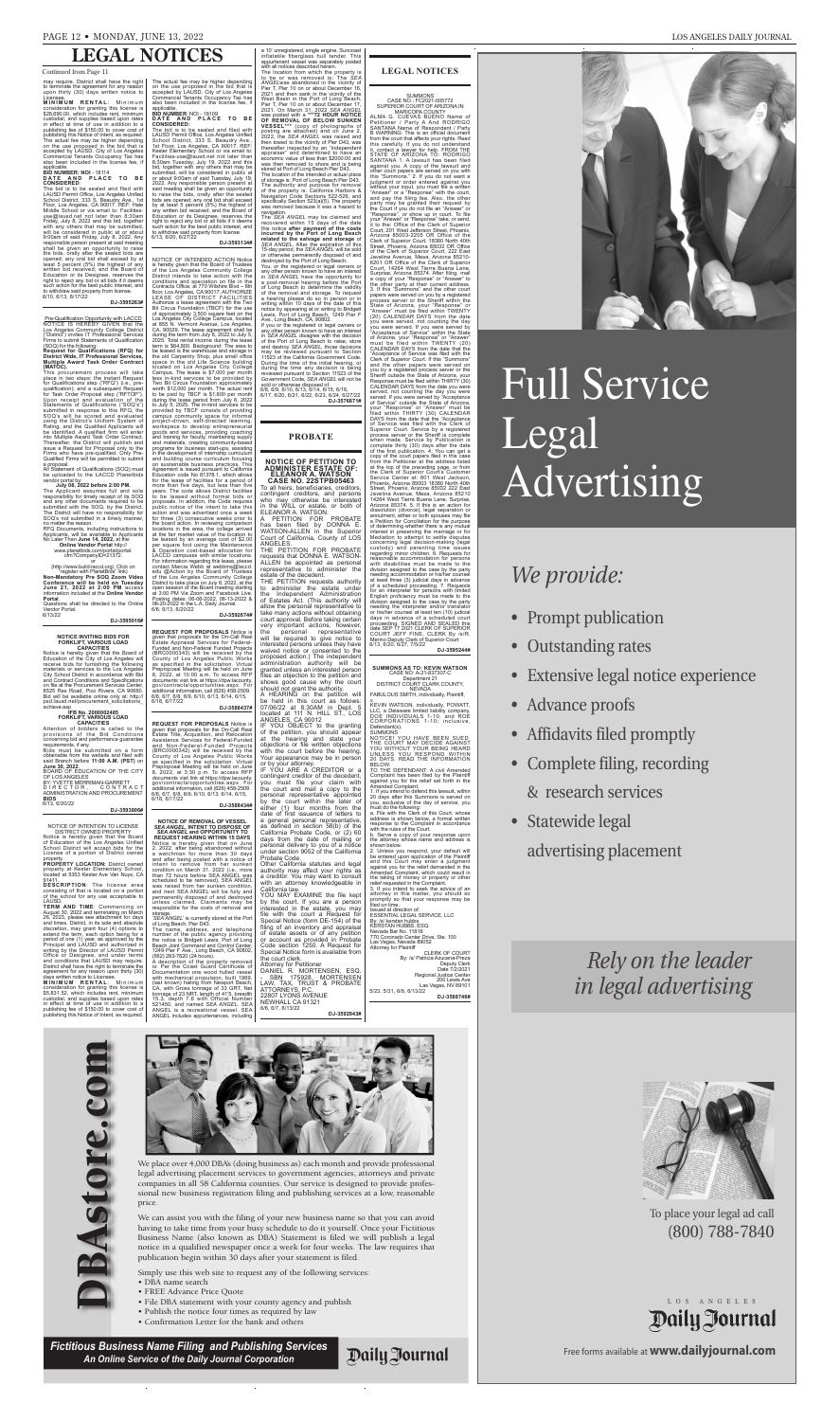# LEGAL NOTICES

Continued from Page 11

may require. District shall have the right to terminate the agreement for any reason upon thirty (30) days written notice to Licensee.

**MINIMUM RENTAL:** Minimum consideration for granting this license is $25,600.00, which includes rent, minimum custodial, and supplies based upon rates in effect at time of use in addition to a publishing fee of $150.00 to cover cost of publishing this Notice of Intent, as required. The actual fee may be higher depending on the use proposed in the bid that is accepted by LAUSD. City of Los Angeles Commercial Tenants Occupancy Tax has also been included in the license fee, if applicable.

**BID NUMBER:** NOI - 18114

**DATE AND PLACE TO BE CONSIDERED:**

The bid is to be sealed and filed with LAUSD Permit Office, Los Angeles Unified School District, 333 S. Beaudry Ave., 1st Floor, Los Angeles, CA 90017. REF: Hale Middle School or via email to: Facilities-use@lausd.net not later than 8:30am Friday, July 8, 2022 and this bid, together with any others that may be submitted, will be considered in public at or about 9:00am of said Friday, July 8, 2022. Any responsible person present at said meeting shall be given an opportunity to raise the bids, orally after the sealed bids are opened; any oral bid shall exceed by at least 5 percent (5%) the highest of any written bid received; and the Board of Education or its Designee, reserves the right to reject any bid or all bids if it deems such action for the best public interest, and to withdraw said property from license.

6/10, 6/13, 6/17/22

**DJ-3595263#**

---

Pre-Qualification Opportunity with LACCD: NOTICE IS HEREBY GIVEN that the Los Angeles Community College District ("District") invites IT Professional Services Firms to submit Statements of Qualification (SOQ) for the following:

**Request for Qualifications (RFQ) for District Wide IT Professional Services, Multiple Award Task Order Contract (MATOC).**

This procurement process will take place in two steps: the instant Request for Qualifications step ("RFQ") (i.e., pre-qualification); and a subsequent Request for Task Order Proposal step ("RFTOP"). Upon receipt and evaluation of the Statements of Qualifications ("SOQs") submitted in response to this RFQ, the SOQ's will be scored and evaluated using the District's Uniform System of Rating, and the Qualified Applicants will be identified. A qualified firm will enter into Multiple Award Task Order Contract. Thereafter, the District will publish and issue a Request for Proposal only to the Firms who have pre-qualified. Only Pre-Qualified Firms will be permitted to submit a proposal.

All Statement of Qualifications (SOQ) must be uploaded to the LACCD PlanetBids vendor portal by:

**July 08, 2022 before 2:00 PM.**

The Applicant assumes full and sole responsibility for timely receipt of its SOQ and any other documents required to be submitted with the SOQ, by the District. The District will have no responsibility for SOQs not submitted in a timely manner, no matter the reason.

RFQ Documents, including instructions to Applicants, will be available to Applicants No Later Than **June 14, 2022**, at the

**Online Vendor Portal** http://www.planetbids.com/portal/portal.cfm?CompanyID=21372

or

(http://www.build-laccd.org/, Click on "register with PlanetBids" link)

**Non-Mandatory Pre SOQ Zoom Video Conference will be held on Tuesday June 21, 2022 at 2:00 PM** access information included at the **Online Vendor Portal**

Questions shall be directed to the Online Vendor Portal.

6/13/22

**DJ-3595016#**

---

**NOTICE INVITING BIDS FOR FORKLIFT, VARIOUS LOAD CAPACITIES**

Notice is hereby given that the Board of Education of the City of Los Angeles will receive bids for furnishing the following materials or services to the Los Angeles City Unified School District in accordance with Bid and Contract Conditions and Specifications on file at the Procurement Services Center, 8525 Rex Road, Pico Rivera, CA 90660. Bid will be available online only at: http://psd.lausd.net/procurement_solicitations_achieve.asp

**IFB No. 2000002405**
**FORKLIFT, VARIOUS LOAD CAPACITIES**

Attention of bidders is called to the provisions of the Bid Conditions concerning bid and performance guarantee requirements, if any.

Bid must be submitted on a form obtainable from the website and filed with said Branch before **11:00 A.M. (PST)** on **June 30, 2022**.

BOARD OF EDUCATION OF THE CITY OF LOS ANGELES
BY: KRISTI MERRIMAN-GARRETT
DIRECTOR, CONTRACT ADMINISTRATION AND PROCUREMENT
**BIDS**

6/13, 6/20/22

**DJ-3593809#**

---

NOTICE OF INTENTION TO LICENSE DISTRICT OWNED PROPERTY

Notice is hereby given that the Board of Education of the Los Angeles Unified School District will accept bids for the License of a portion of District owned property.

**PROPERTY LOCATION:** District owned property at Kester Elementary School, located at 5353 Kester Ave Van Nuys, CA 91411.

**DESCRIPTION:** The license area consisting of that is located on a portion of the school for any use acceptable to LAUSD.

**TERM AND TIME:** Commencing on August 30, 2022 and terminating on June 26, 2023, please see attachment for day and times. District, in its sole and absolute discretion, may grant four (4) options to extend the term, each option being for a period of one (1) year, as approved by the Principal and LAUSD and authorized in writing by the Director of LAUSD Permit Office or Designee, and under terms and conditions that LAUSD may require. District shall have the right to terminate the agreement for any reason upon thirty (30) days written notice to Licensee.

**MINIMUM RENTAL:** Minimum consideration for granting this license is $5,831.52, which includes rent, minimum custodial, and supplies based upon rates in effect at time of use in addition to a publishing fee of $150.00 to cover cost of publishing this Notice of Intent, as required. The actual fee may be higher depending on the use proposed in the bid that is accepted by LAUSD. City of Los Angeles Commercial Tenants Occupancy Tax has also been included in the license fee, if applicable.

**BID NUMBER:** NOI - 18109

**DATE AND PLACE TO BE CONSIDERED:**

The bid is to be sealed and filed with LAUSD Permit Office, Los Angeles Unified School District, 333 S. Beaudry Ave., 1st Floor, Los Angeles, CA 90017. REF: Kester Elementary School or via email to: Facilities-use@lausd.net not later than 8:30am Tuesday, July 19, 2022 and this bid, together with any others that may be submitted, will be considered in public at or about 9:00am of said Tuesday, July 19, 2022. Any responsible person present at said meeting shall be given an opportunity to raise the bids, orally after the sealed bids are opened; any oral bid shall exceed by at least 5 percent (5%) the highest of any written bid received; and the Board of Education or its Designee, reserves the right to reject any bid or all bids if it deems such action for the best public interest, and to withdraw said property from license.

6/13, 6/20, 6/27/22

**DJ-3595134#**

---

NOTICE OF INTENDED ACTION Notice is hereby given that the Board of Trustees of the Los Angeles Community College District intends to take action with the conditions and specification on file in the Contracts Office, at 770 Wilshire Blvd – 6th floor, Los Angeles, CA 90017, AUTHORIZE LEASE OF DISTRICT FACILITIES Authorize a lease agreement with the Two Bit Circus Foundation (TBCF) for the use of approximately 2,500 square feet on the Los Angeles City College Campus, located at 855 N. Vermont Avenue, Los Angeles, CA 90029. The lease agreement shall be during the term from July 6, 2022 to July 5, 2025. Total rental income during the lease term is $64,800. Background: The area to be leased is the warehouse and storage in the old Carpentry Shop and a small office space in the Life Science building located on Los Angeles City College Campus. The lease is $7,000 per month lean in-kind services to be provided by Two Bit Circus Foundation approximately worth $12,000 per month. The actual rent to be paid by TBCF is $1,800 per month during the lease period from July 6, 2022 to July 5, 2025. The in-kind services to be provided by TBCF consist of providing campus community space for informal project-driven, self-directed learning, workspace to develop entrepreneurial goods and services, providing coaching and training for those entering supply and materials, creating community-based programs for business start-ups, assisting in the development of internship curriculum and building course curriculum focusing on sustainable business practices. This Agreement is issued pursuant to California Education Code No.81378.1, which allows for the lease of facilities for a period of more than five days, but less than five years. The code allows District facilities to be leased without formal bids or proposals. In addition, the Code requires public notice of the intent to take this action and was advertised once a week for three (3) consecutive weeks prior to the board action. In reviewing comparison locations in the area, the average amount at the fair market value of the location to be leased by an average cost of $2.00 per square foot using the Maintenance & Operation cost-based allocation for LACCD campuses with similar locations. For information regarding this lease, please contact Marcia Webb at webbma@laccd.edu @Action by the Board of Trustees of the Los Angeles Community College District to take place on July 6, 2022, at the open session of the Board meeting starting at 3:00 PM Via Zoom and Facebook Live. Posting dates: 06-06-2022, 06-13-2022 & 06-20-2022 in the L.A. Daily Journal.

6/6, 6/13, 6/20/22

**DJ-3592574#**

---

**REQUEST FOR PROPOSALS** Notice is given that proposals for the On-Call Real Estate Appraisal Services for Federal-Funded and Non-Federal-Funded Projects (BRC0000343) will be received by the County of Los Angeles Public Works as specified in the solicitation. Virtual Preproposal Meeting will be held on June 8, 2022, at 10:00 a.m. To access RFP documents visit link at https://dpw.lacounty.gov/contracts/opportunities.aspx. For additional information, call (626) 458-2509.

6/6, 6/7, 6/8, 6/9, 6/10, 6/13, 6/14, 6/15, 6/16, 6/17/22

**DJ-3588437#**

---

**REQUEST FOR PROPOSALS** Notice is given that proposals for the On-Call Real Estate Title, Acquisition, and Relocation Assistance Services for Federal-Funded and Non-Federal-Funded Projects (BRC0000342) will be received by the County of Los Angeles Public Works as specified in the solicitation. Virtual Preproposal Meeting will be held on June 8, 2022, at 3:30 p.m. To access RFP documents visit link at https://dpw.lacounty.gov/contracts/opportunities.aspx. For additional information, call (626) 458-2509.

6/6, 6/7, 6/8, 6/9, 6/10, 6/13, 6/14, 6/15, 6/16, 6/17/22

**DJ-3588434#**

---

**NOTICE OF REMOVAL OF VESSEL *SEA ANGEL*, INTENT TO DISPOSE OF *SEA ANGEL* and OPPORTUNITY TO REQUEST HEARING WITHIN 15 DAYS**

Notice is hereby given that on June 2, 2022, after being observed without a watchman for more than 30 days and after being posted with a notice of intent to remove from her sunken condition on March 31, 2022 (i.e., more than 72 hours before), *SEA ANGEL* was scheduled to be removed, *SEA ANGEL* was raised from her sunken condition, and next *SEA ANGEL* will be fully and permanently disposed of and destroyed unless claimed. Claimants may be responsible for the costs of removal and storage.

*'SEA ANGEL'* is currently stored at the Port of Long Beach, Pier D43.

The name, address, and telephone number of the public agency providing the notice is Bridget Lewis, Port of Long Beach Joint Command and Control Center, 1249 Pier F Ave, Long Beach, CA 90802; (562) 283-7820 (24 hours).

A description of the property removed is: Per the Coast Guard Certificate of Documentation one wood hulled vessel with mechanical propulsion, built 1969, (last known) hailing from Newport Beach, CA, with Gross tonnage of 15 GRT Net tonnage of 23 NRT, length of 41.5, breadth 15.3, depth 7.6 with Official Number 521450, and named *SEA ANGEL*. *SEA ANGEL* is a recreational vessel. *SEA ANGEL* includes appurtenances, including a 10' unregistered, single engine, Suncoast inflatable fiberglass hull tender. This appurtenant vessel was separately posted with all notices described herein.

The location from which the property is to be or was removed is: The *SEA ANGEL* was abandoned in the vicinity of Pier T, Pier 10 on or about December 16, 2021 and then sank in the vicinity of the West Basin in the Port of Long Beach, Pier T, Pier 10 on or about December 17, 2021. On March 31, 2022 *SEA ANGEL* was posted with a **\*\*\*72 HOUR NOTICE OF REMOVAL OF BELOW SUNKEN VESSEL\*\*\*** (copy of photographs of posting are attached) and on June 2, 2022, the *SEA ANGEL* was raised and then towed to the vicinity of Pier D43, was thereafter inspected by an "independent appraiser" and determined to have an economic value of less than $2000.00 and was then removed to shore and is being stored at Port of Long Beach Pier D43.

The location of the intended or actual place of storage is: Port of Long Beach Pier D43.

The authority and purpose for removal of the property is: California Harbors & Navigation Code Sections 522-526, and specifically Section 523(a)(5). The property was removed because it was a hazard to navigation.

The *SEA ANGEL* may be claimed and recovered within 15 days of the date this notice **after payment of the costs incurred by the Port of Long Beach related to the salvage and storage of** *SEA ANGEL*. After the expiration of this 15-day period, the *SEA ANGEL* will be sold or otherwise permanently disposed of and destroyed by the Port of Long Beach.

You, or the registered or legal owners or any other person known to have an interest in *SEA ANGEL* have the opportunity for a post-removal hearing before the Port of Long Beach to determine the validity of the removal and storage. To request a hearing please do so in person or in writing within 10 days of the date of this notice by appearing at or writing to Bridget Lewis, Port of Long Beach, 1249 Pier F Ave., Long Beach, CA 90802.

If you or the registered or legal owners or any other person known to have an interest in *SEA ANGEL* disagree with the decision of the Port of Long Beach to raise, store and destroy *SEA ANGEL*, those decisions may be reviewed pursuant to Section 11523 of the California Government Code. During the time of the initial hearing, or during the time any decision is being reviewed pursuant to Section 11523 of the Government Code, *SEA ANGEL* will not be otherwise disposed of.

6/8, 6/9, 6/10, 6/13, 6/14, 6/15, 6/16, 6/17, 6/20, 6/21, 6/22, 6/23, 6/24, 6/27/22

**DJ-3576871#**

---

## PROBATE

**NOTICE OF PETITION TO ADMINISTER ESTATE OF: ELEANOR A. WATSON CASE NO. 22STPB05463**

To all heirs, beneficiaries, creditors, contingent creditors, and persons who may otherwise be interested in the WILL or estate, or both of ELEANOR A. WATSON.

A PETITION FOR PROBATE has been filed by DONNA E. WATSON-ALLEN in the Superior Court of California, County of LOS ANGELES.

THE PETITION FOR PROBATE requests that DONNA E. WATSON-ALLEN be appointed as personal representative to administer the estate of the decedent.

THE PETITION requests authority to administer the estate under the Independent Administration of Estates Act. (This authority will allow the personal representative to take many actions without obtaining court approval. Before taking certain very important actions, however, the personal representative will be required to give notice to interested persons unless they have waived notice or consented to the proposed action.) The independent administration authority will be granted unless an interested person files an objection to the petition and shows good cause why the court should not grant the authority.

A HEARING on the petition will be held in this court as follows: 07/06/22 at 8:30AM in Dept. 5 located at 111 N. HILL ST., LOS ANGELES, CA 90012

IF YOU OBJECT to the granting of the petition, you should appear at the hearing and state your objections or file written objections with the court before the hearing. Your appearance may be in person or by your attorney.

IF YOU ARE A CREDITOR or a contingent creditor of the decedent, you must file your claim with the court and mail a copy to the personal representative appointed by the court within the later of either (1) four months from the date of first issuance of letters to a general personal representative, as defined in section 58(b) of the California Probate Code, or (2) 60 days from the date of mailing or personal delivery to you of a notice under section 9052 of the California Probate Code.

Other California statutes and legal authority may affect your rights as a creditor. You may want to consult with an attorney knowledgeable in California law.

YOU MAY EXAMINE the file kept by the court. If you are a person interested in the estate, you may file with the court a Request for Special Notice (form DE-154) of the filing of an inventory and appraisal of estate assets or of any petition or account as provided in Probate Code section 1250. A Request for Special Notice form is available from the court clerk.

Attorney for Petitioner
DANIEL R. MORTENSEN, ESQ. - SBN 175928 MORTENSEN LAW, TAX, TRUST & PROBATE ATTORNEYS, P.C.
22807 LYONS AVENUE
NEWHALL CA 91321

6/6, 6/7, 6/13/22

**DJ-3592943#**

---

## LEGAL NOTICES

SUMMONS
CASE NO.: FC2021-005772
SUPERIOR COURT OF ARIZONA IN MARICOPA COUNTY

ALMA G. CUEVAS BUENO Name of Petitioner / Party A AND RODRIGO SANTANA Name of Respondent / Party B WARNING: This is an official document from the court that affects your rights. Read this carefully. If you do not understand it, contact a lawyer for help. FROM THE STATE OF ARIZONA TO: RODRIGO SANTANA 1. A lawsuit has been filed against you. A copy of the lawsuit and other court papers are served on you with this "Summons." 2. If you do not want a judgment or order entered against you without your input, you must file a written "Answer" or a "Response" with the court, and pay the filing fee. Also, the other party may be granted their request by the Court if you do not file an "Answer" or "Response", or show up in court. To file your "Answer" or "Response" take, or send, it to the: Office of the Clerk of Superior Court, 201 West Jefferson Street, Phoenix, Arizona 85003-2205 OR Office of the Clerk of Superior Court, 18380 North 40th Street, Phoenix, Arizona 85032 OR Office of the Clerk of Superior Court, 222 East Javelina Avenue, Mesa, Arizona 85210-6201 OR Office of the Clerk of Superior Court, 14264 West Tierra Buena Lane, Surprise, Arizona 85374. After filing, mail a copy of your "Response" or "Answer" to the other party at their current address. 3. If this "Summons" and the other court papers were served on you by a registered process server or the Sheriff within the State of Arizona, your "Response" or "Answer" must be filed within TWENTY (20) CALENDAR DAYS from the date you were served, not counting the day you were served. If you were served by "Acceptance of Service" within the State of Arizona, your "Response" or "Answer" must be filed within TWENTY (20) CALENDAR DAYS from the date that the "Acceptance of Service was filed with the Clerk of Superior Court. If the "Summons" and the other court papers were served on you by a registered process server or the Sheriff outside the State of Arizona, your "Response" must be filed within THIRTY (30) CALENDAR DAYS from the date you were served, not counting the day you were served. If you were served by "Acceptance of Service" outside the State of Arizona, your "Response" or "Answer" must be filed within THIRTY (30) CALENDAR DAYS from the date that the "Acceptance of Service was filed with the Clerk of Superior Court. Service by a registered process server or the Sheriff is complete when made. Service by Publication is complete thirty (30) days after the date of the first publication. 4. You can get a copy of the court papers filed in this case from the Petitioner at the address listed at the top of the preceding page, or from the Clerk of Superior Court's Customer Service Center at: 601 West Jackson, Phoenix, Arizona 85003 18380 North 40th Street, Phoenix, Arizona 85032 222 East Javelina Avenue, Mesa, Arizona 85210 14264 West Tierra Buena Lane, Surprise, Arizona 85374. 5. If this is an action for dissolution (divorce), legal separation or annulment, either or both parties may file a Petition for Conciliation for the purpose of determining whether there is any mutual interest in preserving the marriage or for Mediation to attempt to settle disputes concerning legal decision-making (legal custody) and parenting time issues regarding minor children. 6. Requests for reasonable accommodation for persons with disabilities must be made to the division assigned to the case by the party needing accommodation or his/her counsel at least three (3) judicial days in advance of a scheduled proceeding. 7. Requests for an interpreter for persons with limited English proficiency must be made to the division assigned to the case by the party needing the interpreter and/or translator or his/her counsel at least ten (10) judicial days in advance of a scheduled court proceeding. SIGNED AND SEALED this date SEP 17 2021 CLERK OF SUPERIOR COURT JEFF FINE, CLERK By /s/R. Merino Deputy Clerk of Superior Court

6/13, 6/20, 6/27, 7/5/22

**DJ-3595244#**

---

**SUMMONS AS TO: KEVIN WATSON**
CASE NO: A-21-837307-C
Department 21
DISTRICT COURT CLARK COUNTY, NEVADA

FABULOUS SMITH, individually, Plaintiff,

v.

KEVIN WATSON, individually, POWATT, LLC, a Delaware limited liability company; DOE INDIVIDUALS 1-10; and ROE CORPORATIONS 1-10, inclusive, Defendant(s).

SUMMONS

NOTICE! YOU HAVE BEEN SUED. THE COURT MAY DECIDE AGAINST YOU WITHOUT YOUR BEING HEARD UNLESS YOU RESPOND WITHIN 20 DAYS. READ THE INFORMATION BELOW.

TO THE DEFENDANT: A civil Amended Complaint has been filed by the Plaintiff against you for the relief set forth in the Amended Complaint.

1. If you intend to defend this lawsuit, within 20 days after this Summons is served on you, exclusive of the day of service, you must do the following:

a. File with the Clerk of this Court, whose address is shown below, a formal written response to the Complaint in accordance with the rules of the Court.

b. Serve a copy of your response upon the attorney whose name and address is shown below.

2. Unless you respond, your default will be entered upon application of the Plaintiff and this Court may enter a judgment against you for the relief demanded in the Amended Complaint, which could result in the taking of money or property or other relief requested in the Complaint.

3. If you intend to seek the advice of an attorney in this matter, you should do so promptly so that your response may be filed on time.

Issued at direction of:
ESSENTIAL LEGAL SERVICE, LLC
By: /s/ kerstan hubbs
KERSTAN HUBBS, ESQ.
Nevada Bar No. 11816
770 Coronado Center Drive, Ste. 100
Las Vegas, Nevada 89052
Attorney for Plaintiff

CLERK OF COURT
By: /s/ Patricia Azucena-Preza
Deputy Clerk
Date 7/2/2021
Regional Justice Center
200 Lewis Ave
Las Vegas, NV 89101

5/23, 5/31, 6/6, 6/13/22

**DJ-3588749#**

---

# Full Service Legal Advertising

*We provide:*

- Prompt publication
- Outstanding rates
- Extensive legal notice experience
- Advance proofs
- Affidavits filed promptly
- Complete filing, recording & research services
- Statewide legal advertising placement

*Rely on the leader in legal advertising*

To place your legal ad call (800) 788-7840

LOS ANGELES Daily Journal

Free forms available at **www.dailyjournal.com**

---

**DBAStore.com**

We place over 4,000 DBAs (doing business as) each month and provide professional legal advertising placement services to government agencies, attorneys and private companies in all 58 California counties. Our service is designed to provide professional new business registration filing and publishing services at a low, reasonable price.

We can assist you with the filing of your new business name so that you can avoid having to take time from your busy schedule to do it yourself. Once your Fictitious Business Name (also known as DBA) Statement is filed we will publish a legal notice in a qualified newspaper once a week for four weeks. The law requires that publication begin within 30 days after your statement is filed.

Simply use this web site to request any of the following services:

- DBA name search
- FREE Advance Price Quote
- File DBA statement with your county agency and publish
- Publish the notice four times as required by law
- Confirmation Letter for the bank and others

***Fictitious Business Name Filing and Publishing Services***
***An Online Service of the Daily Journal Corporation***

Daily Journal